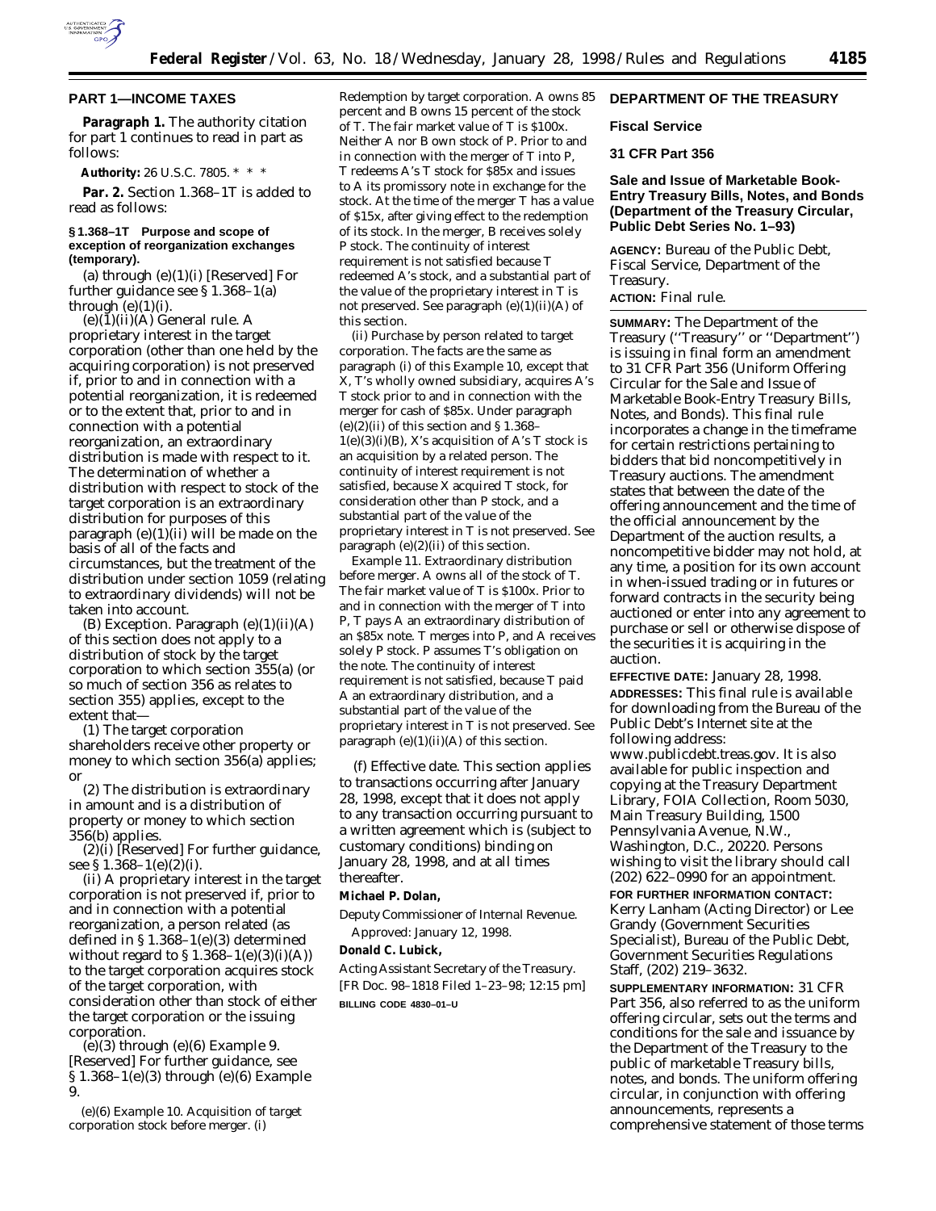## PART 1—INCOME TAXES

**Paragraph 1.** The authority citation for part 1 continues to read in part as follows:

**Authority:** 26 U.S.C. 7805. * * *

**Par. 2.** Section 1.368–1T is added to read as follows:

### § 1.368–1T Purpose and scope of exception of reorganization exchanges (temporary).

(a) through (e)(1)(i) [Reserved] For further guidance see § 1.368–1(a) through (e)(1)(i).

(e)(1)(ii)(A) *General rule.* A proprietary interest in the target corporation (other than one held by the acquiring corporation) is not preserved if, prior to and in connection with a potential reorganization, it is redeemed or to the extent that, prior to and in connection with a potential reorganization, an extraordinary distribution is made with respect to it. The determination of whether a distribution with respect to stock of the target corporation is an extraordinary distribution for purposes of this paragraph (e)(1)(ii) will be made on the basis of all of the facts and circumstances, but the treatment of the distribution under section 1059 (relating to extraordinary dividends) will not be taken into account.

(B) *Exception.* Paragraph (e)(1)(ii)(A) of this section does not apply to a distribution of stock by the target corporation to which section 355(a) (or so much of section 356 as relates to section 355) applies, except to the extent that—

(*1*) The target corporation shareholders receive other property or money to which section 356(a) applies; or

(*2*) The distribution is extraordinary in amount and is a distribution of property or money to which section 356(b) applies.

(2)(i) [Reserved] For further guidance, see § 1.368–1(e)(2)(i).

(ii) A proprietary interest in the target corporation is not preserved if, prior to and in connection with a potential reorganization, a person related (as defined in § 1.368–1(e)(3) determined without regard to § 1.368–1(e)(3)(i)(A)) to the target corporation acquires stock of the target corporation, with consideration other than stock of either the target corporation or the issuing corporation.

(e)(3) through (e)(6) *Example 9.* [Reserved] For further guidance, see § 1.368–1(e)(3) through (e)(6) *Example 9.*

(e)(6) *Example 10.* Acquisition of target corporation stock before merger. (i) *Redemption by target corporation.* A owns 85 percent and B owns 15 percent of the stock of T. The fair market value of T is \$100x. Neither A nor B own stock of P. Prior to and in connection with the merger of T into P, T redeems A's T stock for \$85x and issues to A its promissory note in exchange for the stock. At the time of the merger T has a value of \$15x, after giving effect to the redemption of its stock. In the merger, B receives solely P stock. The continuity of interest requirement is not satisfied because T redeemed A's stock, and a substantial part of the value of the proprietary interest in T is not preserved. See paragraph (e)(1)(ii)(A) of this section.

(ii) *Purchase by person related to target corporation.* The facts are the same as paragraph (i) of this *Example 10*, except that X, T's wholly owned subsidiary, acquires A's T stock prior to and in connection with the merger for cash of \$85x. Under paragraph (e)(2)(ii) of this section and § 1.368–1(e)(3)(i)(B), X's acquisition of A's T stock is an acquisition by a related person. The continuity of interest requirement is not satisfied, because X acquired T stock, for consideration other than P stock, and a substantial part of the value of the proprietary interest in T is not preserved. See paragraph (e)(2)(ii) of this section.

*Example 11.* Extraordinary distribution before merger. A owns all of the stock of T. The fair market value of T is \$100x. Prior to and in connection with the merger of T into P, T pays A an extraordinary distribution of an \$85x note. T merges into P, and A receives solely P stock. P assumes T's obligation on the note. The continuity of interest requirement is not satisfied, because T paid A an extraordinary distribution, and a substantial part of the value of the proprietary interest in T is not preserved. See paragraph (e)(1)(ii)(A) of this section.

(f) *Effective date.* This section applies to transactions occurring after January 28, 1998, except that it does not apply to any transaction occurring pursuant to a written agreement which is (subject to customary conditions) binding on January 28, 1998, and at all times thereafter.

**Michael P. Dolan,**

*Deputy Commissioner of Internal Revenue.*

Approved: January 12, 1998.

**Donald C. Lubick,**

*Acting Assistant Secretary of the Treasury.*

[FR Doc. 98–1818 Filed 1–23–98; 12:15 pm]

**BILLING CODE 4830–01–U**

## DEPARTMENT OF THE TREASURY

### Fiscal Service

### 31 CFR Part 356

### Sale and Issue of Marketable Book-Entry Treasury Bills, Notes, and Bonds (Department of the Treasury Circular, Public Debt Series No. 1–93)

**AGENCY:** Bureau of the Public Debt, Fiscal Service, Department of the Treasury.

**ACTION:** Final rule.

**SUMMARY:** The Department of the Treasury (''Treasury'' or ''Department'') is issuing in final form an amendment to 31 CFR Part 356 (Uniform Offering Circular for the Sale and Issue of Marketable Book-Entry Treasury Bills, Notes, and Bonds). This final rule incorporates a change in the timeframe for certain restrictions pertaining to bidders that bid noncompetitively in Treasury auctions. The amendment states that between the date of the offering announcement and the time of the official announcement by the Department of the auction results, a noncompetitive bidder may not hold, at any time, a position for its own account in when-issued trading or in futures or forward contracts in the security being auctioned or enter into any agreement to purchase or sell or otherwise dispose of the securities it is acquiring in the auction.

**EFFECTIVE DATE:** January 28, 1998.

**ADDRESSES:** This final rule is available for downloading from the Bureau of the Public Debt's Internet site at the following address: www.publicdebt.treas.gov. It is also available for public inspection and copying at the Treasury Department Library, FOIA Collection, Room 5030, Main Treasury Building, 1500 Pennsylvania Avenue, N.W., Washington, D.C., 20220. Persons wishing to visit the library should call (202) 622–0990 for an appointment.

**FOR FURTHER INFORMATION CONTACT:** Kerry Lanham (Acting Director) or Lee Grandy (Government Securities Specialist), Bureau of the Public Debt, Government Securities Regulations Staff, (202) 219–3632.

**SUPPLEMENTARY INFORMATION:** 31 CFR Part 356, also referred to as the uniform offering circular, sets out the terms and conditions for the sale and issuance by the Department of the Treasury to the public of marketable Treasury bills, notes, and bonds. The uniform offering circular, in conjunction with offering announcements, represents a comprehensive statement of those terms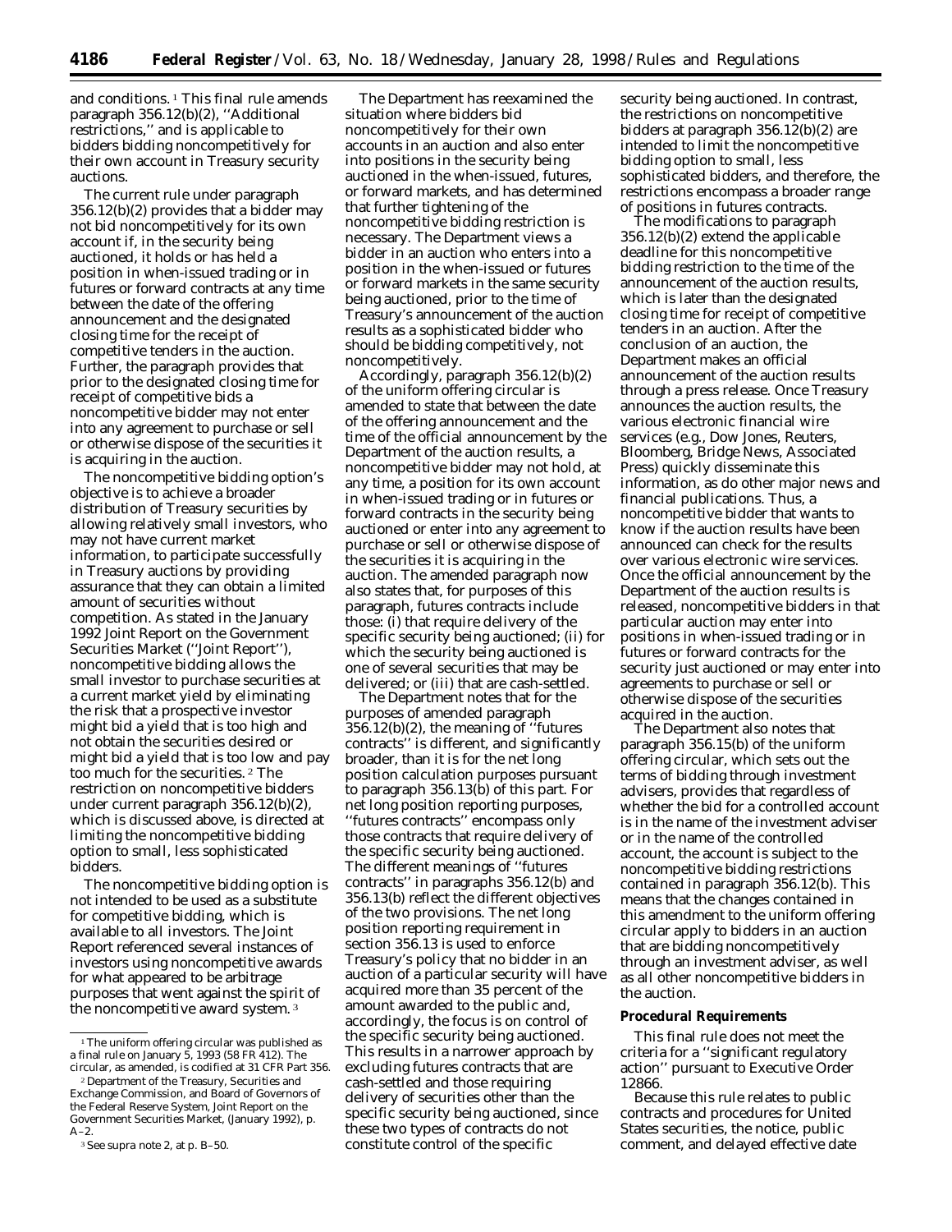and conditions.[1] This final rule amends paragraph 356.12(b)(2), ''Additional restrictions,'' and is applicable to bidders bidding noncompetitively for their own account in Treasury security auctions.

The current rule under paragraph 356.12(b)(2) provides that a bidder may not bid noncompetitively for its own account if, in the security being auctioned, it holds or has held a position in when-issued trading or in futures or forward contracts at any time between the date of the offering announcement and the designated closing time for the receipt of competitive tenders in the auction. Further, the paragraph provides that prior to the designated closing time for receipt of competitive bids a noncompetitive bidder may not enter into any agreement to purchase or sell or otherwise dispose of the securities it is acquiring in the auction.

The noncompetitive bidding option's objective is to achieve a broader distribution of Treasury securities by allowing relatively small investors, who may not have current market information, to participate successfully in Treasury auctions by providing assurance that they can obtain a limited amount of securities without competition. As stated in the January 1992 Joint Report on the Government Securities Market (''Joint Report''), noncompetitive bidding allows the small investor to purchase securities at a current market yield by eliminating the risk that a prospective investor might bid a yield that is too high and not obtain the securities desired or might bid a yield that is too low and pay too much for the securities.[2] The restriction on noncompetitive bidders under current paragraph 356.12(b)(2), which is discussed above, is directed at limiting the noncompetitive bidding option to small, less sophisticated bidders.

The noncompetitive bidding option is not intended to be used as a substitute for competitive bidding, which is available to all investors. The Joint Report referenced several instances of investors using noncompetitive awards for what appeared to be arbitrage purposes that went against the spirit of the noncompetitive award system.[3]

The Department has reexamined the situation where bidders bid noncompetitively for their own accounts in an auction and also enter into positions in the security being auctioned in the when-issued, futures, or forward markets, and has determined that further tightening of the noncompetitive bidding restriction is necessary. The Department views a bidder in an auction who enters into a position in the when-issued or futures or forward markets in the same security being auctioned, prior to the time of Treasury's announcement of the auction results as a sophisticated bidder who should be bidding competitively, not noncompetitively.

Accordingly, paragraph 356.12(b)(2) of the uniform offering circular is amended to state that between the date of the offering announcement and the time of the official announcement by the Department of the auction results, a noncompetitive bidder may not hold, at any time, a position for its own account in when-issued trading or in futures or forward contracts in the security being auctioned or enter into any agreement to purchase or sell or otherwise dispose of the securities it is acquiring in the auction. The amended paragraph now also states that, for purposes of this paragraph, futures contracts include those: (i) that require delivery of the specific security being auctioned; (ii) for which the security being auctioned is one of several securities that may be delivered; or (iii) that are cash-settled.

The Department notes that for the purposes of amended paragraph 356.12(b)(2), the meaning of ''futures contracts'' is different, and significantly broader, than it is for the net long position calculation purposes pursuant to paragraph 356.13(b) of this part. For net long position reporting purposes, ''futures contracts'' encompass only those contracts that require delivery of the specific security being auctioned. The different meanings of ''futures contracts'' in paragraphs 356.12(b) and 356.13(b) reflect the different objectives of the two provisions. The net long position reporting requirement in section 356.13 is used to enforce Treasury's policy that no bidder in an auction of a particular security will have acquired more than 35 percent of the amount awarded to the public and, accordingly, the focus is on control of the specific security being auctioned. This results in a narrower approach by excluding futures contracts that are cash-settled and those requiring delivery of securities other than the specific security being auctioned, since these two types of contracts do not constitute control of the specific security being auctioned. In contrast, the restrictions on noncompetitive bidders at paragraph 356.12(b)(2) are intended to limit the noncompetitive bidding option to small, less sophisticated bidders, and therefore, the restrictions encompass a broader range of positions in futures contracts.

The modifications to paragraph 356.12(b)(2) extend the applicable deadline for this noncompetitive bidding restriction to the time of the announcement of the auction results, which is later than the designated closing time for receipt of competitive tenders in an auction. After the conclusion of an auction, the Department makes an official announcement of the auction results through a press release. Once Treasury announces the auction results, the various electronic financial wire services (e.g., Dow Jones, Reuters, Bloomberg, Bridge News, Associated Press) quickly disseminate this information, as do other major news and financial publications. Thus, a noncompetitive bidder that wants to know if the auction results have been announced can check for the results over various electronic wire services. Once the official announcement by the Department of the auction results is released, noncompetitive bidders in that particular auction may enter into positions in when-issued trading or in futures or forward contracts for the security just auctioned or may enter into agreements to purchase or sell or otherwise dispose of the securities acquired in the auction.

The Department also notes that paragraph 356.15(b) of the uniform offering circular, which sets out the terms of bidding through investment advisers, provides that regardless of whether the bid for a controlled account is in the name of the investment adviser or in the name of the controlled account, the account is subject to the noncompetitive bidding restrictions contained in paragraph 356.12(b). This means that the changes contained in this amendment to the uniform offering circular apply to bidders in an auction that are bidding noncompetitively through an investment adviser, as well as all other noncompetitive bidders in the auction.

## Procedural Requirements

This final rule does not meet the criteria for a ''significant regulatory action'' pursuant to Executive Order 12866.

Because this rule relates to public contracts and procedures for United States securities, the notice, public comment, and delayed effective date

---

[1] The uniform offering circular was published as a final rule on January 5, 1993 (58 FR 412). The circular, as amended, is codified at 31 CFR Part 356.

[2] Department of the Treasury, Securities and Exchange Commission, and Board of Governors of the Federal Reserve System, Joint Report on the Government Securities Market, (January 1992), p. A–2.

[3] See supra note 2, at p. B–50.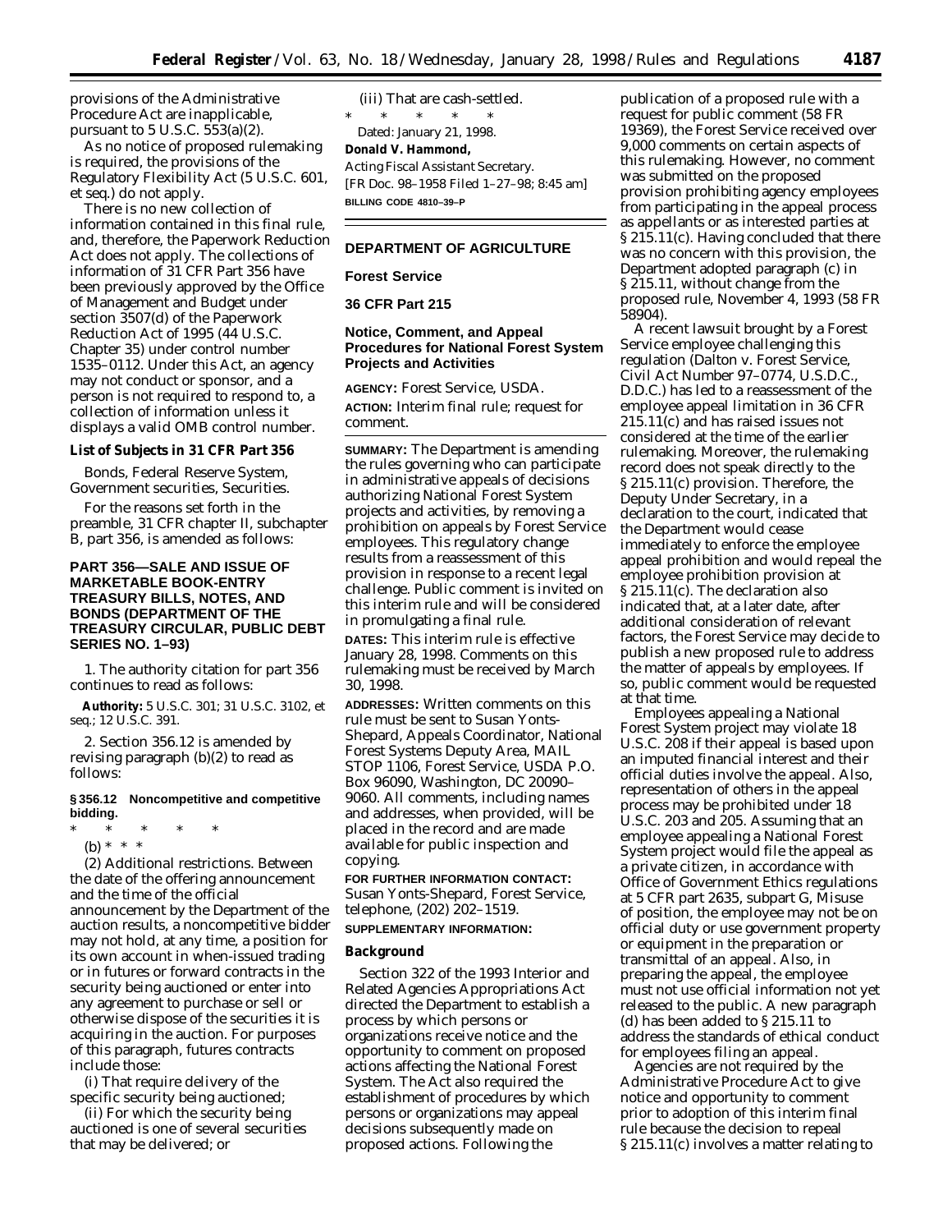provisions of the Administrative Procedure Act are inapplicable, pursuant to 5 U.S.C. 553(a)(2).

As no notice of proposed rulemaking is required, the provisions of the Regulatory Flexibility Act (5 U.S.C. 601, et seq.) do not apply.

There is no new collection of information contained in this final rule, and, therefore, the Paperwork Reduction Act does not apply. The collections of information of 31 CFR Part 356 have been previously approved by the Office of Management and Budget under section 3507(d) of the Paperwork Reduction Act of 1995 (44 U.S.C. Chapter 35) under control number 1535–0112. Under this Act, an agency may not conduct or sponsor, and a person is not required to respond to, a collection of information unless it displays a valid OMB control number.

**List of Subjects in 31 CFR Part 356**

Bonds, Federal Reserve System, Government securities, Securities.

For the reasons set forth in the preamble, 31 CFR chapter II, subchapter B, part 356, is amended as follows:

## PART 356—SALE AND ISSUE OF MARKETABLE BOOK-ENTRY TREASURY BILLS, NOTES, AND BONDS (DEPARTMENT OF THE TREASURY CIRCULAR, PUBLIC DEBT SERIES NO. 1–93)

1. The authority citation for part 356 continues to read as follows:

**Authority:** 5 U.S.C. 301; 31 U.S.C. 3102, et seq.; 12 U.S.C. 391.

2. Section 356.12 is amended by revising paragraph (b)(2) to read as follows:

**§ 356.12 Noncompetitive and competitive bidding.**

\* \* \* \* \*

(b) \* \* \*

(2) *Additional restrictions.* Between the date of the offering announcement and the time of the official announcement by the Department of the auction results, a noncompetitive bidder may not hold, at any time, a position for its own account in when-issued trading or in futures or forward contracts in the security being auctioned or enter into any agreement to purchase or sell or otherwise dispose of the securities it is acquiring in the auction. For purposes of this paragraph, futures contracts include those:

(i) That require delivery of the specific security being auctioned;

(ii) For which the security being auctioned is one of several securities that may be delivered; or

(iii) That are cash-settled.

\* \* \* \* \*

Dated: January 21, 1998.

**Donald V. Hammond,**

*Acting Fiscal Assistant Secretary.*

[FR Doc. 98–1958 Filed 1–27–98; 8:45 am]

**BILLING CODE 4810–39–P**

## DEPARTMENT OF AGRICULTURE

### Forest Service

### 36 CFR Part 215

### Notice, Comment, and Appeal Procedures for National Forest System Projects and Activities

**AGENCY:** Forest Service, USDA.

**ACTION:** Interim final rule; request for comment.

**SUMMARY:** The Department is amending the rules governing who can participate in administrative appeals of decisions authorizing National Forest System projects and activities, by removing a prohibition on appeals by Forest Service employees. This regulatory change results from a reassessment of this provision in response to a recent legal challenge. Public comment is invited on this interim rule and will be considered in promulgating a final rule.

**DATES:** This interim rule is effective January 28, 1998. Comments on this rulemaking must be received by March 30, 1998.

**ADDRESSES:** Written comments on this rule must be sent to Susan Yonts-Shepard, Appeals Coordinator, National Forest Systems Deputy Area, MAIL STOP 1106, Forest Service, USDA P.O. Box 96090, Washington, DC 20090–9060. All comments, including names and addresses, when provided, will be placed in the record and are made available for public inspection and copying.

**FOR FURTHER INFORMATION CONTACT:** Susan Yonts-Shepard, Forest Service, telephone, (202) 202–1519.

**SUPPLEMENTARY INFORMATION:**

### Background

Section 322 of the 1993 Interior and Related Agencies Appropriations Act directed the Department to establish a process by which persons or organizations receive notice and the opportunity to comment on proposed actions affecting the National Forest System. The Act also required the establishment of procedures by which persons or organizations may appeal decisions subsequently made on proposed actions. Following the publication of a proposed rule with a request for public comment (58 FR 19369), the Forest Service received over 9,000 comments on certain aspects of this rulemaking. However, no comment was submitted on the proposed provision prohibiting agency employees from participating in the appeal process as appellants or as interested parties at § 215.11(c). Having concluded that there was no concern with this provision, the Department adopted paragraph (c) in § 215.11, without change from the proposed rule, November 4, 1993 (58 FR 58904).

A recent lawsuit brought by a Forest Service employee challenging this regulation (*Dalton* v. *Forest Service*, Civil Act Number 97–0774, U.S.D.C., D.D.C.) has led to a reassessment of the employee appeal limitation in 36 CFR 215.11(c) and has raised issues not considered at the time of the earlier rulemaking. Moreover, the rulemaking record does not speak directly to the § 215.11(c) provision. Therefore, the Deputy Under Secretary, in a declaration to the court, indicated that the Department would cease immediately to enforce the employee appeal prohibition and would repeal the employee prohibition provision at § 215.11(c). The declaration also indicated that, at a later date, after additional consideration of relevant factors, the Forest Service may decide to publish a new proposed rule to address the matter of appeals by employees. If so, public comment would be requested at that time.

Employees appealing a National Forest System project may violate 18 U.S.C. 208 if their appeal is based upon an imputed financial interest and their official duties involve the appeal. Also, representation of others in the appeal process may be prohibited under 18 U.S.C. 203 and 205. Assuming that an employee appealing a National Forest System project would file the appeal as a private citizen, in accordance with Office of Government Ethics regulations at 5 CFR part 2635, subpart G, Misuse of position, the employee may not be on official duty or use government property or equipment in the preparation or transmittal of an appeal. Also, in preparing the appeal, the employee must not use official information not yet released to the public. A new paragraph (d) has been added to § 215.11 to address the standards of ethical conduct for employees filing an appeal.

Agencies are not required by the Administrative Procedure Act to give notice and opportunity to comment prior to adoption of this interim final rule because the decision to repeal § 215.11(c) involves a matter relating to